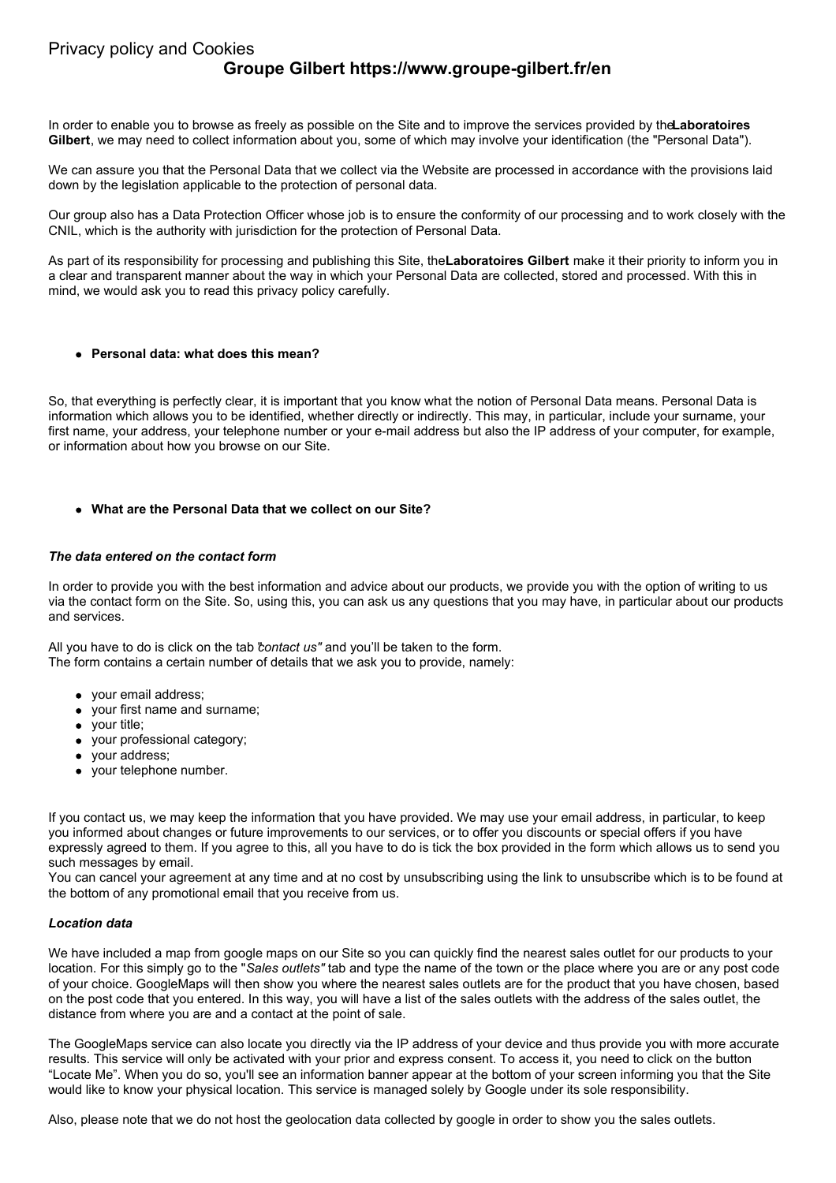Privacy policy and Cookies

# Groupe Gilbert https://www.groupe-gilbert.fr/en

In order to enable you to browse as freely as possible on the Site and to improve the services provided by the **Laboratoires Gilbert**, we may need to collect information about you, some of which may involve your identification (the "Personal Data").

We can assure you that the Personal Data that we collect via the Website are processed in accordance with the provisions laid down by the legislation applicable to the protection of personal data.

Our group also has a Data Protection Officer whose job is to ensure the conformity of our processing and to work closely with the CNIL, which is the authority with jurisdiction for the protection of Personal Data.

As part of its responsibility for processing and publishing this Site, the **Laboratoires Gilbert** make it their priority to inform you in a clear and transparent manner about the way in which your Personal Data are collected, stored and processed. With this in mind, we would ask you to read this privacy policy carefully.

- **Personal data: what does this mean?**

So, that everything is perfectly clear, it is important that you know what the notion of Personal Data means. Personal Data is information which allows you to be identified, whether directly or indirectly. This may, in particular, include your surname, your first name, your address, your telephone number or your e-mail address but also the IP address of your computer, for example, or information about how you browse on our Site.

- **What are the Personal Data that we collect on our Site?**

***The data entered on the contact form***

In order to provide you with the best information and advice about our products, we provide you with the option of writing to us via the contact form on the Site. So, using this, you can ask us any questions that you may have, in particular about our products and services.

All you have to do is click on the tab "*contact us"* and you'll be taken to the form.
The form contains a certain number of details that we ask you to provide, namely:

- your email address;
- your first name and surname;
- your title;
- your professional category;
- your address;
- your telephone number.

If you contact us, we may keep the information that you have provided. We may use your email address, in particular, to keep you informed about changes or future improvements to our services, or to offer you discounts or special offers if you have expressly agreed to them. If you agree to this, all you have to do is tick the box provided in the form which allows us to send you such messages by email.
You can cancel your agreement at any time and at no cost by unsubscribing using the link to unsubscribe which is to be found at the bottom of any promotional email that you receive from us.

***Location data***

We have included a map from google maps on our Site so you can quickly find the nearest sales outlet for our products to your location. For this simply go to the "*Sales outlets"* tab and type the name of the town or the place where you are or any post code of your choice. GoogleMaps will then show you where the nearest sales outlets are for the product that you have chosen, based on the post code that you entered. In this way, you will have a list of the sales outlets with the address of the sales outlet, the distance from where you are and a contact at the point of sale.

The GoogleMaps service can also locate you directly via the IP address of your device and thus provide you with more accurate results. This service will only be activated with your prior and express consent. To access it, you need to click on the button "Locate Me". When you do so, you'll see an information banner appear at the bottom of your screen informing you that the Site would like to know your physical location. This service is managed solely by Google under its sole responsibility.

Also, please note that we do not host the geolocation data collected by google in order to show you the sales outlets.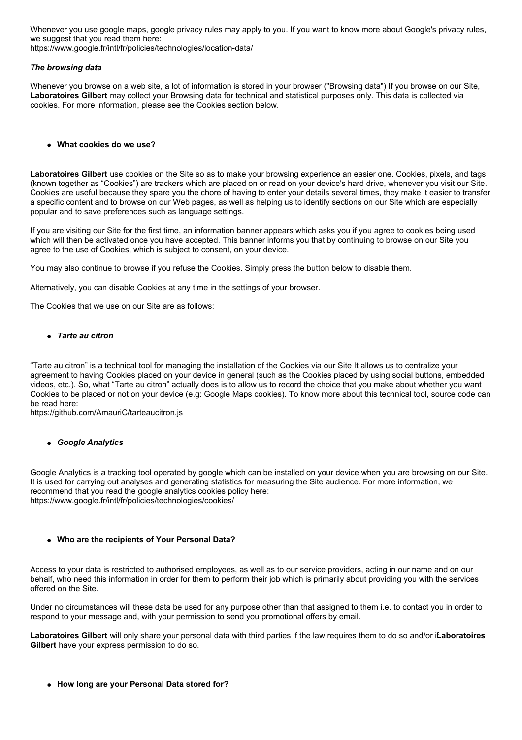Whenever you use google maps, google privacy rules may apply to you. If you want to know more about Google's privacy rules, we suggest that you read them here:
https://www.google.fr/intl/fr/policies/technologies/location-data/

***The browsing data***

Whenever you browse on a web site, a lot of information is stored in your browser ("Browsing data") If you browse on our Site, **Laboratoires Gilbert** may collect your Browsing data for technical and statistical purposes only. This data is collected via cookies. For more information, please see the Cookies section below.

- **What cookies do we use?**

**Laboratoires Gilbert** use cookies on the Site so as to make your browsing experience an easier one. Cookies, pixels, and tags (known together as "Cookies") are trackers which are placed on or read on your device's hard drive, whenever you visit our Site. Cookies are useful because they spare you the chore of having to enter your details several times, they make it easier to transfer a specific content and to browse on our Web pages, as well as helping us to identify sections on our Site which are especially popular and to save preferences such as language settings.

If you are visiting our Site for the first time, an information banner appears which asks you if you agree to cookies being used which will then be activated once you have accepted. This banner informs you that by continuing to browse on our Site you agree to the use of Cookies, which is subject to consent, on your device.

You may also continue to browse if you refuse the Cookies. Simply press the button below to disable them.

Alternatively, you can disable Cookies at any time in the settings of your browser.

The Cookies that we use on our Site are as follows:

- ***Tarte au citron***

"Tarte au citron" is a technical tool for managing the installation of the Cookies via our Site It allows us to centralize your agreement to having Cookies placed on your device in general (such as the Cookies placed by using social buttons, embedded videos, etc.). So, what "Tarte au citron" actually does is to allow us to record the choice that you make about whether you want Cookies to be placed or not on your device (e.g: Google Maps cookies). To know more about this technical tool, source code can be read here:
https://github.com/AmauriC/tarteaucitron.js

- ***Google Analytics***

Google Analytics is a tracking tool operated by google which can be installed on your device when you are browsing on our Site. It is used for carrying out analyses and generating statistics for measuring the Site audience. For more information, we recommend that you read the google analytics cookies policy here:
https://www.google.fr/intl/fr/policies/technologies/cookies/

- **Who are the recipients of Your Personal Data?**

Access to your data is restricted to authorised employees, as well as to our service providers, acting in our name and on our behalf, who need this information in order for them to perform their job which is primarily about providing you with the services offered on the Site.

Under no circumstances will these data be used for any purpose other than that assigned to them i.e. to contact you in order to respond to your message and, with your permission to send you promotional offers by email.

**Laboratoires Gilbert** will only share your personal data with third parties if the law requires them to do so and/or i**Laboratoires Gilbert** have your express permission to do so.

- **How long are your Personal Data stored for?**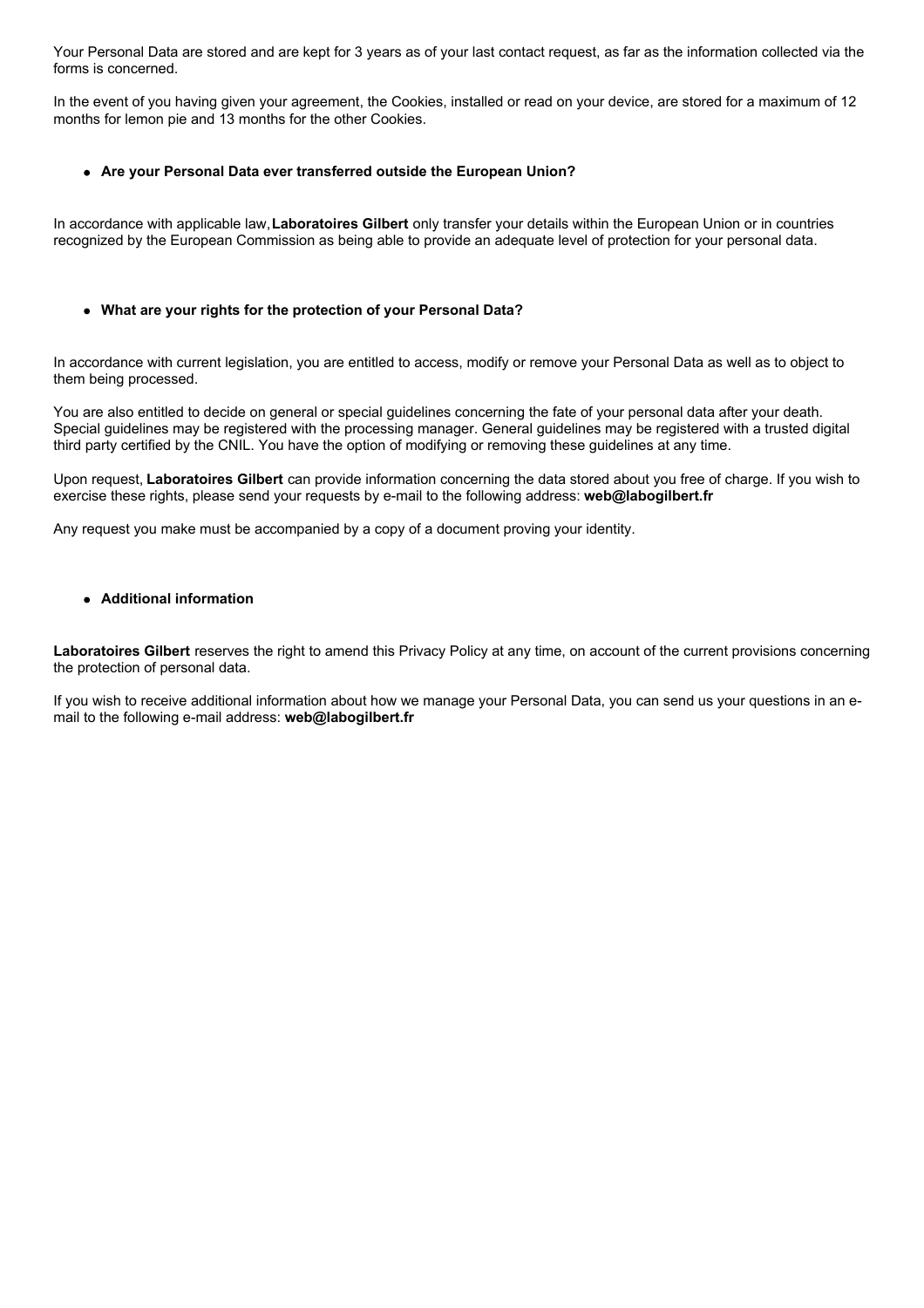Your Personal Data are stored and are kept for 3 years as of your last contact request, as far as the information collected via the forms is concerned.

In the event of you having given your agreement, the Cookies, installed or read on your device, are stored for a maximum of 12 months for lemon pie and 13 months for the other Cookies.

- **Are your Personal Data ever transferred outside the European Union?**

In accordance with applicable law, **Laboratoires Gilbert** only transfer your details within the European Union or in countries recognized by the European Commission as being able to provide an adequate level of protection for your personal data.

- **What are your rights for the protection of your Personal Data?**

In accordance with current legislation, you are entitled to access, modify or remove your Personal Data as well as to object to them being processed.

You are also entitled to decide on general or special guidelines concerning the fate of your personal data after your death. Special guidelines may be registered with the processing manager. General guidelines may be registered with a trusted digital third party certified by the CNIL. You have the option of modifying or removing these guidelines at any time.

Upon request, **Laboratoires Gilbert** can provide information concerning the data stored about you free of charge. If you wish to exercise these rights, please send your requests by e-mail to the following address: **web@labogilbert.fr**

Any request you make must be accompanied by a copy of a document proving your identity.

- **Additional information**

**Laboratoires Gilbert** reserves the right to amend this Privacy Policy at any time, on account of the current provisions concerning the protection of personal data.

If you wish to receive additional information about how we manage your Personal Data, you can send us your questions in an e-mail to the following e-mail address: **web@labogilbert.fr**